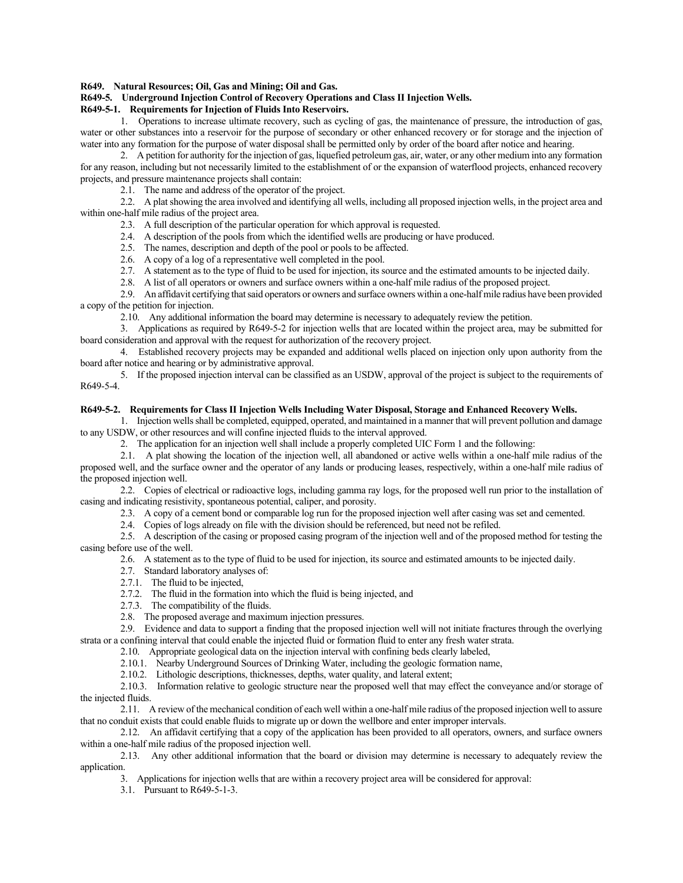**R649. Natural Resources; Oil, Gas and Mining; Oil and Gas.**

**R649-5. Underground Injection Control of Recovery Operations and Class II Injection Wells.**

**R649-5-1. Requirements for Injection of Fluids Into Reservoirs.**

1. Operations to increase ultimate recovery, such as cycling of gas, the maintenance of pressure, the introduction of gas, water or other substances into a reservoir for the purpose of secondary or other enhanced recovery or for storage and the injection of water into any formation for the purpose of water disposal shall be permitted only by order of the board after notice and hearing.

2. A petition for authority for the injection of gas, liquefied petroleum gas, air, water, or any other medium into any formation for any reason, including but not necessarily limited to the establishment of or the expansion of waterflood projects, enhanced recovery projects, and pressure maintenance projects shall contain:

2.1. The name and address of the operator of the project.

2.2. A plat showing the area involved and identifying all wells, including all proposed injection wells, in the project area and within one-half mile radius of the project area.

2.3. A full description of the particular operation for which approval is requested.

2.4. A description of the pools from which the identified wells are producing or have produced.

2.5. The names, description and depth of the pool or pools to be affected.

2.6. A copy of a log of a representative well completed in the pool.

2.7. A statement as to the type of fluid to be used for injection, its source and the estimated amounts to be injected daily.

2.8. A list of all operators or owners and surface owners within a one-half mile radius of the proposed project.

2.9. An affidavit certifying that said operators or owners and surface owners within a one-half mile radius have been provided a copy of the petition for injection.

2.10. Any additional information the board may determine is necessary to adequately review the petition.

3. Applications as required by R649-5-2 for injection wells that are located within the project area, may be submitted for board consideration and approval with the request for authorization of the recovery project.

4. Established recovery projects may be expanded and additional wells placed on injection only upon authority from the board after notice and hearing or by administrative approval.

5. If the proposed injection interval can be classified as an USDW, approval of the project is subject to the requirements of R649-5-4.

**R649-5-2. Requirements for Class II Injection Wells Including Water Disposal, Storage and Enhanced Recovery Wells.**

1. Injection wells shall be completed, equipped, operated, and maintained in a manner that will prevent pollution and damage to any USDW, or other resources and will confine injected fluids to the interval approved.

2. The application for an injection well shall include a properly completed UIC Form 1 and the following:

2.1. A plat showing the location of the injection well, all abandoned or active wells within a one-half mile radius of the proposed well, and the surface owner and the operator of any lands or producing leases, respectively, within a one-half mile radius of the proposed injection well.

2.2. Copies of electrical or radioactive logs, including gamma ray logs, for the proposed well run prior to the installation of casing and indicating resistivity, spontaneous potential, caliper, and porosity.

2.3. A copy of a cement bond or comparable log run for the proposed injection well after casing was set and cemented.

2.4. Copies of logs already on file with the division should be referenced, but need not be refiled.

2.5. A description of the casing or proposed casing program of the injection well and of the proposed method for testing the casing before use of the well.

2.6. A statement as to the type of fluid to be used for injection, its source and estimated amounts to be injected daily.

2.7. Standard laboratory analyses of:

2.7.1. The fluid to be injected,

2.7.2. The fluid in the formation into which the fluid is being injected, and

2.7.3. The compatibility of the fluids.

2.8. The proposed average and maximum injection pressures.

2.9. Evidence and data to support a finding that the proposed injection well will not initiate fractures through the overlying strata or a confining interval that could enable the injected fluid or formation fluid to enter any fresh water strata.

2.10. Appropriate geological data on the injection interval with confining beds clearly labeled,

2.10.1. Nearby Underground Sources of Drinking Water, including the geologic formation name,

2.10.2. Lithologic descriptions, thicknesses, depths, water quality, and lateral extent;

2.10.3. Information relative to geologic structure near the proposed well that may effect the conveyance and/or storage of the injected fluids.

2.11. A review of the mechanical condition of each well within a one-half mile radius of the proposed injection well to assure that no conduit exists that could enable fluids to migrate up or down the wellbore and enter improper intervals.

2.12. An affidavit certifying that a copy of the application has been provided to all operators, owners, and surface owners within a one-half mile radius of the proposed injection well.

2.13. Any other additional information that the board or division may determine is necessary to adequately review the application.

3. Applications for injection wells that are within a recovery project area will be considered for approval:

3.1. Pursuant to R649-5-1-3.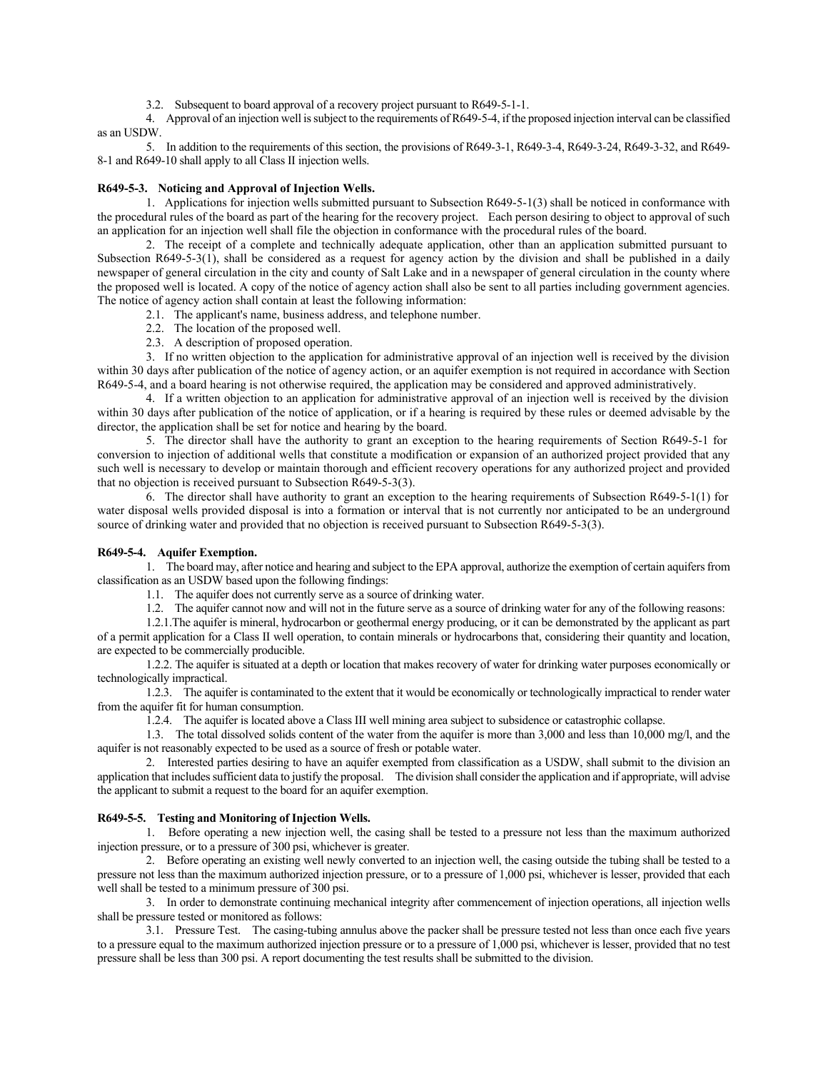3.2. Subsequent to board approval of a recovery project pursuant to R649-5-1-1.

4. Approval of an injection well is subject to the requirements of R649-5-4, if the proposed injection interval can be classified as an USDW.

5. In addition to the requirements of this section, the provisions of R649-3-1, R649-3-4, R649-3-24, R649-3-32, and R649-8-1 and R649-10 shall apply to all Class II injection wells.

**R649-5-3. Noticing and Approval of Injection Wells.**

1. Applications for injection wells submitted pursuant to Subsection R649-5-1(3) shall be noticed in conformance with the procedural rules of the board as part of the hearing for the recovery project. Each person desiring to object to approval of such an application for an injection well shall file the objection in conformance with the procedural rules of the board.

2. The receipt of a complete and technically adequate application, other than an application submitted pursuant to Subsection R649-5-3(1), shall be considered as a request for agency action by the division and shall be published in a daily newspaper of general circulation in the city and county of Salt Lake and in a newspaper of general circulation in the county where the proposed well is located. A copy of the notice of agency action shall also be sent to all parties including government agencies. The notice of agency action shall contain at least the following information:

2.1. The applicant's name, business address, and telephone number.

2.2. The location of the proposed well.

2.3. A description of proposed operation.

3. If no written objection to the application for administrative approval of an injection well is received by the division within 30 days after publication of the notice of agency action, or an aquifer exemption is not required in accordance with Section R649-5-4, and a board hearing is not otherwise required, the application may be considered and approved administratively.

4. If a written objection to an application for administrative approval of an injection well is received by the division within 30 days after publication of the notice of application, or if a hearing is required by these rules or deemed advisable by the director, the application shall be set for notice and hearing by the board.

5. The director shall have the authority to grant an exception to the hearing requirements of Section R649-5-1 for conversion to injection of additional wells that constitute a modification or expansion of an authorized project provided that any such well is necessary to develop or maintain thorough and efficient recovery operations for any authorized project and provided that no objection is received pursuant to Subsection R649-5-3(3).

6. The director shall have authority to grant an exception to the hearing requirements of Subsection R649-5-1(1) for water disposal wells provided disposal is into a formation or interval that is not currently nor anticipated to be an underground source of drinking water and provided that no objection is received pursuant to Subsection R649-5-3(3).

**R649-5-4. Aquifer Exemption.**

1. The board may, after notice and hearing and subject to the EPA approval, authorize the exemption of certain aquifers from classification as an USDW based upon the following findings:

1.1. The aquifer does not currently serve as a source of drinking water.

1.2. The aquifer cannot now and will not in the future serve as a source of drinking water for any of the following reasons:

1.2.1. The aquifer is mineral, hydrocarbon or geothermal energy producing, or it can be demonstrated by the applicant as part of a permit application for a Class II well operation, to contain minerals or hydrocarbons that, considering their quantity and location, are expected to be commercially producible.

1.2.2. The aquifer is situated at a depth or location that makes recovery of water for drinking water purposes economically or technologically impractical.

1.2.3. The aquifer is contaminated to the extent that it would be economically or technologically impractical to render water from the aquifer fit for human consumption.

1.2.4. The aquifer is located above a Class III well mining area subject to subsidence or catastrophic collapse.

1.3. The total dissolved solids content of the water from the aquifer is more than 3,000 and less than 10,000 mg/l, and the aquifer is not reasonably expected to be used as a source of fresh or potable water.

2. Interested parties desiring to have an aquifer exempted from classification as a USDW, shall submit to the division an application that includes sufficient data to justify the proposal. The division shall consider the application and if appropriate, will advise the applicant to submit a request to the board for an aquifer exemption.

**R649-5-5. Testing and Monitoring of Injection Wells.**

1. Before operating a new injection well, the casing shall be tested to a pressure not less than the maximum authorized injection pressure, or to a pressure of 300 psi, whichever is greater.

2. Before operating an existing well newly converted to an injection well, the casing outside the tubing shall be tested to a pressure not less than the maximum authorized injection pressure, or to a pressure of 1,000 psi, whichever is lesser, provided that each well shall be tested to a minimum pressure of 300 psi.

3. In order to demonstrate continuing mechanical integrity after commencement of injection operations, all injection wells shall be pressure tested or monitored as follows:

3.1. Pressure Test. The casing-tubing annulus above the packer shall be pressure tested not less than once each five years to a pressure equal to the maximum authorized injection pressure or to a pressure of 1,000 psi, whichever is lesser, provided that no test pressure shall be less than 300 psi. A report documenting the test results shall be submitted to the division.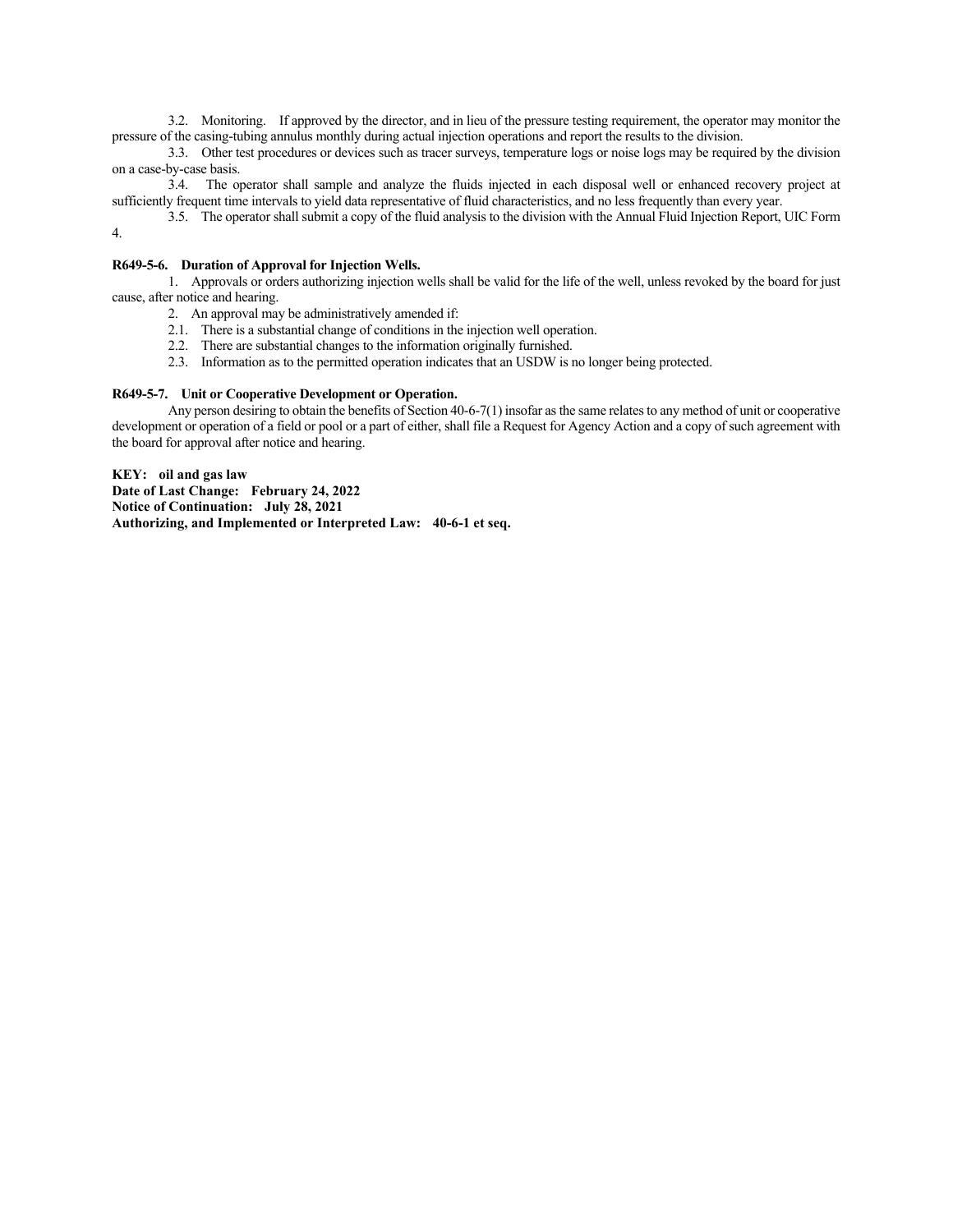3.2. Monitoring. If approved by the director, and in lieu of the pressure testing requirement, the operator may monitor the pressure of the casing-tubing annulus monthly during actual injection operations and report the results to the division.

3.3. Other test procedures or devices such as tracer surveys, temperature logs or noise logs may be required by the division on a case-by-case basis.

3.4. The operator shall sample and analyze the fluids injected in each disposal well or enhanced recovery project at sufficiently frequent time intervals to yield data representative of fluid characteristics, and no less frequently than every year.

3.5. The operator shall submit a copy of the fluid analysis to the division with the Annual Fluid Injection Report, UIC Form 4.

**R649-5-6. Duration of Approval for Injection Wells.**

1. Approvals or orders authorizing injection wells shall be valid for the life of the well, unless revoked by the board for just cause, after notice and hearing.

2. An approval may be administratively amended if:

2.1. There is a substantial change of conditions in the injection well operation.

2.2. There are substantial changes to the information originally furnished.

2.3. Information as to the permitted operation indicates that an USDW is no longer being protected.

**R649-5-7. Unit or Cooperative Development or Operation.**

Any person desiring to obtain the benefits of Section 40-6-7(1) insofar as the same relates to any method of unit or cooperative development or operation of a field or pool or a part of either, shall file a Request for Agency Action and a copy of such agreement with the board for approval after notice and hearing.

**KEY: oil and gas law**
**Date of Last Change: February 24, 2022**
**Notice of Continuation: July 28, 2021**
**Authorizing, and Implemented or Interpreted Law: 40-6-1 et seq.**